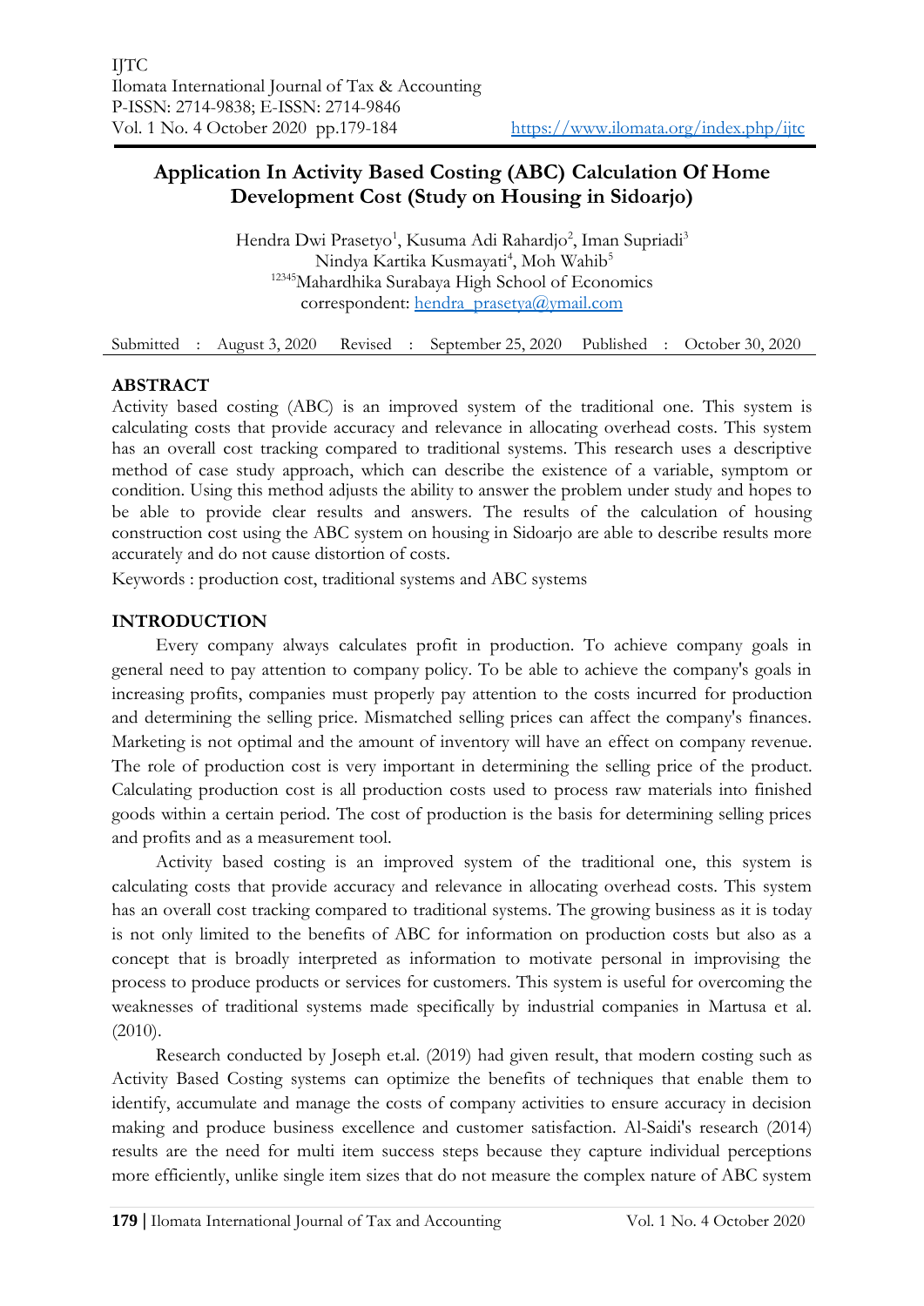# Application In Activity Based Costing (ABC) Calculation Of Home Development Cost (Study on Housing in Sidoarjo)

Hendra Dwi Prasetyo[1], Kusuma Adi Rahardjo[2], Iman Supriadi[3]
Nindya Kartika Kusmayati[4], Moh Wahib[5]
[12345]Mahardhika Surabaya High School of Economics
correspondent: hendra_prasetya@ymail.com

Submitted : August 3, 2020 Revised : September 25, 2020 Published : October 30, 2020

## ABSTRACT

Activity based costing (ABC) is an improved system of the traditional one. This system is calculating costs that provide accuracy and relevance in allocating overhead costs. This system has an overall cost tracking compared to traditional systems. This research uses a descriptive method of case study approach, which can describe the existence of a variable, symptom or condition. Using this method adjusts the ability to answer the problem under study and hopes to be able to provide clear results and answers. The results of the calculation of housing construction cost using the ABC system on housing in Sidoarjo are able to describe results more accurately and do not cause distortion of costs.

Keywords : production cost, traditional systems and ABC systems

## INTRODUCTION

Every company always calculates profit in production. To achieve company goals in general need to pay attention to company policy. To be able to achieve the company's goals in increasing profits, companies must properly pay attention to the costs incurred for production and determining the selling price. Mismatched selling prices can affect the company's finances. Marketing is not optimal and the amount of inventory will have an effect on company revenue. The role of production cost is very important in determining the selling price of the product. Calculating production cost is all production costs used to process raw materials into finished goods within a certain period. The cost of production is the basis for determining selling prices and profits and as a measurement tool.

Activity based costing is an improved system of the traditional one, this system is calculating costs that provide accuracy and relevance in allocating overhead costs. This system has an overall cost tracking compared to traditional systems. The growing business as it is today is not only limited to the benefits of ABC for information on production costs but also as a concept that is broadly interpreted as information to motivate personal in improvising the process to produce products or services for customers. This system is useful for overcoming the weaknesses of traditional systems made specifically by industrial companies in Martusa et al. (2010).

Research conducted by Joseph et.al. (2019) had given result, that modern costing such as Activity Based Costing systems can optimize the benefits of techniques that enable them to identify, accumulate and manage the costs of company activities to ensure accuracy in decision making and produce business excellence and customer satisfaction. Al-Saidi's research (2014) results are the need for multi item success steps because they capture individual perceptions more efficiently, unlike single item sizes that do not measure the complex nature of ABC system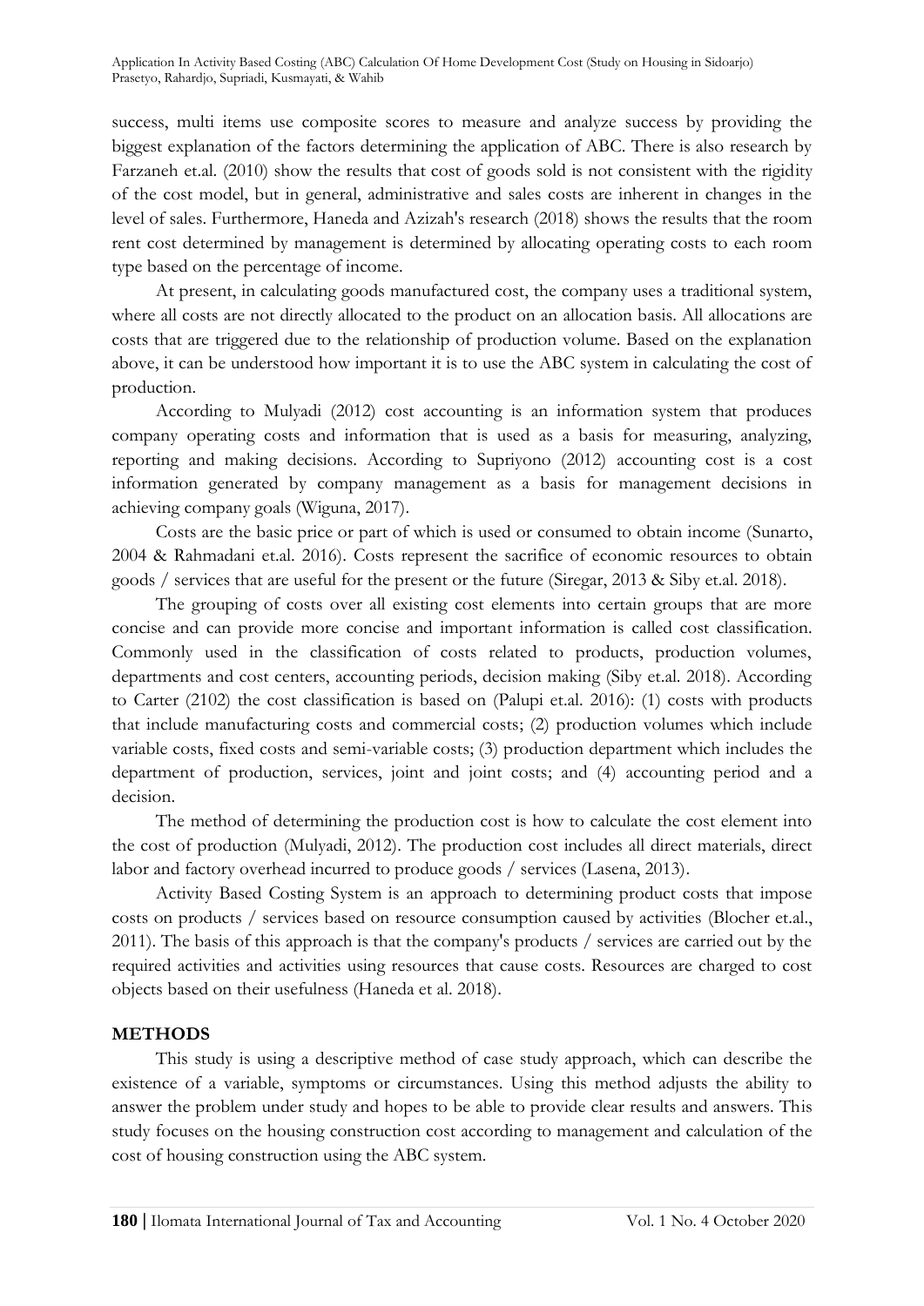success, multi items use composite scores to measure and analyze success by providing the biggest explanation of the factors determining the application of ABC. There is also research by Farzaneh et.al. (2010) show the results that cost of goods sold is not consistent with the rigidity of the cost model, but in general, administrative and sales costs are inherent in changes in the level of sales. Furthermore, Haneda and Azizah's research (2018) shows the results that the room rent cost determined by management is determined by allocating operating costs to each room type based on the percentage of income.

At present, in calculating goods manufactured cost, the company uses a traditional system, where all costs are not directly allocated to the product on an allocation basis. All allocations are costs that are triggered due to the relationship of production volume. Based on the explanation above, it can be understood how important it is to use the ABC system in calculating the cost of production.

According to Mulyadi (2012) cost accounting is an information system that produces company operating costs and information that is used as a basis for measuring, analyzing, reporting and making decisions. According to Supriyono (2012) accounting cost is a cost information generated by company management as a basis for management decisions in achieving company goals (Wiguna, 2017).

Costs are the basic price or part of which is used or consumed to obtain income (Sunarto, 2004 & Rahmadani et.al. 2016). Costs represent the sacrifice of economic resources to obtain goods / services that are useful for the present or the future (Siregar, 2013 & Siby et.al. 2018).

The grouping of costs over all existing cost elements into certain groups that are more concise and can provide more concise and important information is called cost classification. Commonly used in the classification of costs related to products, production volumes, departments and cost centers, accounting periods, decision making (Siby et.al. 2018). According to Carter (2102) the cost classification is based on (Palupi et.al. 2016): (1) costs with products that include manufacturing costs and commercial costs; (2) production volumes which include variable costs, fixed costs and semi-variable costs; (3) production department which includes the department of production, services, joint and joint costs; and (4) accounting period and a decision.

The method of determining the production cost is how to calculate the cost element into the cost of production (Mulyadi, 2012). The production cost includes all direct materials, direct labor and factory overhead incurred to produce goods / services (Lasena, 2013).

Activity Based Costing System is an approach to determining product costs that impose costs on products / services based on resource consumption caused by activities (Blocher et.al., 2011). The basis of this approach is that the company's products / services are carried out by the required activities and activities using resources that cause costs. Resources are charged to cost objects based on their usefulness (Haneda et al. 2018).

## METHODS

This study is using a descriptive method of case study approach, which can describe the existence of a variable, symptoms or circumstances. Using this method adjusts the ability to answer the problem under study and hopes to be able to provide clear results and answers. This study focuses on the housing construction cost according to management and calculation of the cost of housing construction using the ABC system.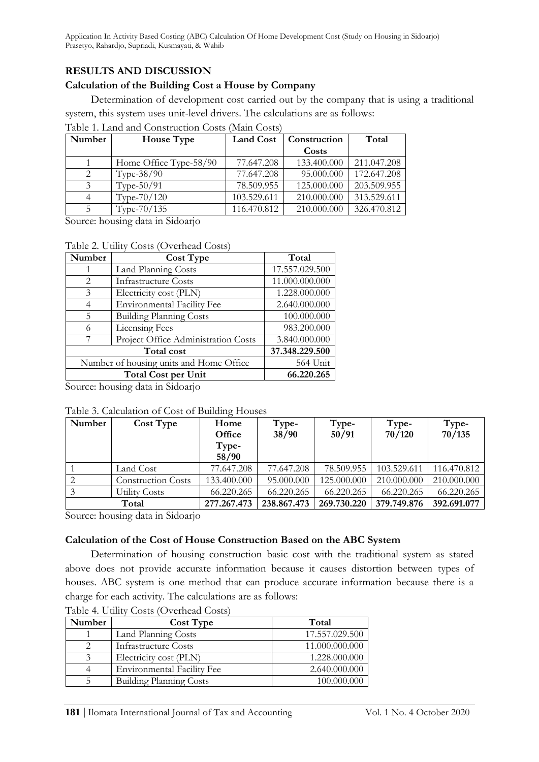## RESULTS AND DISCUSSION

### Calculation of the Building Cost a House by Company

Determination of development cost carried out by the company that is using a traditional system, this system uses unit-level drivers. The calculations are as follows:

Table 1. Land and Construction Costs (Main Costs)

| Number | House Type | Land Cost | Construction Costs | Total |
|---|---|---|---|---|
| 1 | Home Office Type-58/90 | 77.647.208 | 133.400.000 | 211.047.208 |
| 2 | Type-38/90 | 77.647.208 | 95.000.000 | 172.647.208 |
| 3 | Type-50/91 | 78.509.955 | 125.000.000 | 203.509.955 |
| 4 | Type-70/120 | 103.529.611 | 210.000.000 | 313.529.611 |
| 5 | Type-70/135 | 116.470.812 | 210.000.000 | 326.470.812 |

Source: housing data in Sidoarjo

Table 2. Utility Costs (Overhead Costs)

| Number | Cost Type | Total |
|---|---|---|
| 1 | Land Planning Costs | 17.557.029.500 |
| 2 | Infrastructure Costs | 11.000.000.000 |
| 3 | Electricity cost (PLN) | 1.228.000.000 |
| 4 | Environmental Facility Fee | 2.640.000.000 |
| 5 | Building Planning Costs | 100.000.000 |
| 6 | Licensing Fees | 983.200.000 |
| 7 | Project Office Administration Costs | 3.840.000.000 |
| **Total cost** | | **37.348.229.500** |
| Number of housing units and Home Office | | 564 Unit |
| **Total Cost per Unit** | | **66.220.265** |

Source: housing data in Sidoarjo

Table 3. Calculation of Cost of Building Houses

| Number | Cost Type | Home Office Type-58/90 | Type-38/90 | Type-50/91 | Type-70/120 | Type-70/135 |
|---|---|---|---|---|---|---|
| 1 | Land Cost | 77.647.208 | 77.647.208 | 78.509.955 | 103.529.611 | 116.470.812 |
| 2 | Construction Costs | 133.400.000 | 95.000.000 | 125.000.000 | 210.000.000 | 210.000.000 |
| 3 | Utility Costs | 66.220.265 | 66.220.265 | 66.220.265 | 66.220.265 | 66.220.265 |
| **Total** | | **277.267.473** | **238.867.473** | **269.730.220** | **379.749.876** | **392.691.077** |

Source: housing data in Sidoarjo

### Calculation of the Cost of House Construction Based on the ABC System

Determination of housing construction basic cost with the traditional system as stated above does not provide accurate information because it causes distortion between types of houses. ABC system is one method that can produce accurate information because there is a charge for each activity. The calculations are as follows:

Table 4. Utility Costs (Overhead Costs)

| Number | Cost Type | Total |
|---|---|---|
| 1 | Land Planning Costs | 17.557.029.500 |
| 2 | Infrastructure Costs | 11.000.000.000 |
| 3 | Electricity cost (PLN) | 1.228.000.000 |
| 4 | Environmental Facility Fee | 2.640.000.000 |
| 5 | Building Planning Costs | 100.000.000 |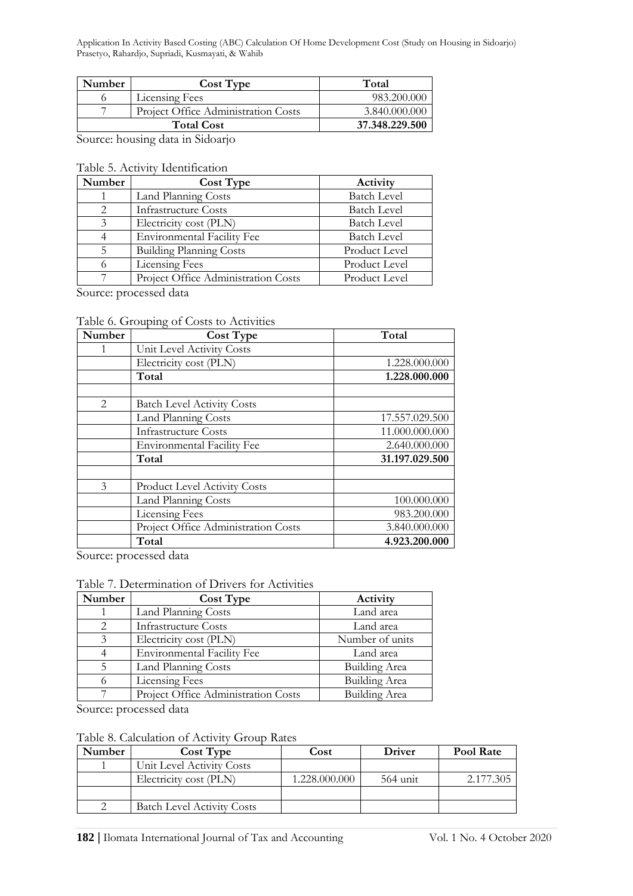| Number | Cost Type | Total |
|---|---|---|
| 6 | Licensing Fees | 983.200.000 |
| 7 | Project Office Administration Costs | 3.840.000.000 |
| **Total Cost** | | **37.348.229.500** |

Source: housing data in Sidoarjo

Table 5. Activity Identification

| Number | Cost Type | Activity |
|---|---|---|
| 1 | Land Planning Costs | Batch Level |
| 2 | Infrastructure Costs | Batch Level |
| 3 | Electricity cost (PLN) | Batch Level |
| 4 | Environmental Facility Fee | Batch Level |
| 5 | Building Planning Costs | Product Level |
| 6 | Licensing Fees | Product Level |
| 7 | Project Office Administration Costs | Product Level |

Source: processed data

Table 6. Grouping of Costs to Activities

| Number | Cost Type | Total |
|---|---|---|
| 1 | Unit Level Activity Costs | |
| | Electricity cost (PLN) | 1.228.000.000 |
| | **Total** | **1.228.000.000** |
| | | |
| 2 | Batch Level Activity Costs | |
| | Land Planning Costs | 17.557.029.500 |
| | Infrastructure Costs | 11.000.000.000 |
| | Environmental Facility Fee | 2.640.000.000 |
| | **Total** | **31.197.029.500** |
| | | |
| 3 | Product Level Activity Costs | |
| | Land Planning Costs | 100.000.000 |
| | Licensing Fees | 983.200.000 |
| | Project Office Administration Costs | 3.840.000.000 |
| | **Total** | **4.923.200.000** |

Source: processed data

Table 7. Determination of Drivers for Activities

| Number | Cost Type | Activity |
|---|---|---|
| 1 | Land Planning Costs | Land area |
| 2 | Infrastructure Costs | Land area |
| 3 | Electricity cost (PLN) | Number of units |
| 4 | Environmental Facility Fee | Land area |
| 5 | Land Planning Costs | Building Area |
| 6 | Licensing Fees | Building Area |
| 7 | Project Office Administration Costs | Building Area |

Source: processed data

Table 8. Calculation of Activity Group Rates

| Number | Cost Type | Cost | Driver | Pool Rate |
|---|---|---|---|---|
| 1 | Unit Level Activity Costs | | | |
| | Electricity cost (PLN) | 1.228.000.000 | 564 unit | 2.177.305 |
| | | | | |
| 2 | Batch Level Activity Costs | | | |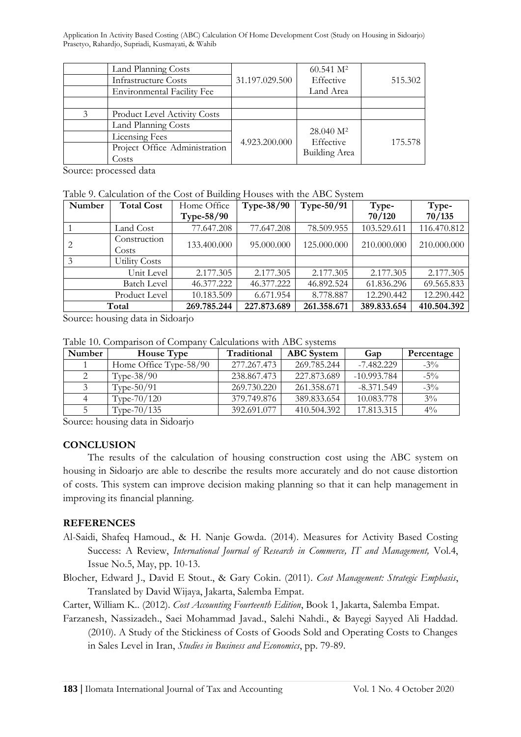| | | | | |
|---|---|---|---|---|
| | Land Planning Costs<br>Infrastructure Costs<br>Environmental Facility Fee | 31.197.029.500 | 60.541 M² Effective Land Area | 515.302 |
| | | | | |
| 3 | Product Level Activity Costs | | | |
| | Land Planning Costs<br>Licensing Fees<br>Project Office Administration Costs | 4.923.200.000 | 28.040 M² Effective Building Area | 175.578 |

Source: processed data

Table 9. Calculation of the Cost of Building Houses with the ABC System

| Number | Total Cost | Home Office Type-58/90 | Type-38/90 | Type-50/91 | Type-70/120 | Type-70/135 |
|---|---|---|---|---|---|---|
| 1 | Land Cost | 77.647.208 | 77.647.208 | 78.509.955 | 103.529.611 | 116.470.812 |
| 2 | Construction Costs | 133.400.000 | 95.000.000 | 125.000.000 | 210.000.000 | 210.000.000 |
| 3 | Utility Costs | | | | | |
| | Unit Level | 2.177.305 | 2.177.305 | 2.177.305 | 2.177.305 | 2.177.305 |
| | Batch Level | 46.377.222 | 46.377.222 | 46.892.524 | 61.836.296 | 69.565.833 |
| | Product Level | 10.183.509 | 6.671.954 | 8.778.887 | 12.290.442 | 12.290.442 |
| **Total** | | **269.785.244** | **227.873.689** | **261.358.671** | **389.833.654** | **410.504.392** |

Source: housing data in Sidoarjo

Table 10. Comparison of Company Calculations with ABC systems

| Number | House Type | Traditional | ABC System | Gap | Percentage |
|---|---|---|---|---|---|
| 1 | Home Office Type-58/90 | 277.267.473 | 269.785.244 | -7.482.229 | -3% |
| 2 | Type-38/90 | 238.867.473 | 227.873.689 | -10.993.784 | -5% |
| 3 | Type-50/91 | 269.730.220 | 261.358.671 | -8.371.549 | -3% |
| 4 | Type-70/120 | 379.749.876 | 389.833.654 | 10.083.778 | 3% |
| 5 | Type-70/135 | 392.691.077 | 410.504.392 | 17.813.315 | 4% |

Source: housing data in Sidoarjo

## CONCLUSION

The results of the calculation of housing construction cost using the ABC system on housing in Sidoarjo are able to describe the results more accurately and do not cause distortion of costs. This system can improve decision making planning so that it can help management in improving its financial planning.

## REFERENCES

Al-Saidi, Shafeq Hamoud., & H. Nanje Gowda. (2014). Measures for Activity Based Costing Success: A Review, *International Journal of Research in Commerce, IT and Management,* Vol.4, Issue No.5, May, pp. 10-13.

Blocher, Edward J., David E Stout., & Gary Cokin. (2011). *Cost Management: Strategic Emphasis*, Translated by David Wijaya, Jakarta, Salemba Empat.

Carter, William K.. (2012). *Cost Accounting Fourteenth Edition*, Book 1, Jakarta, Salemba Empat.

Farzanesh, Nassizadeh., Saei Mohammad Javad., Salehi Nahdi., & Bayegi Sayyed Ali Haddad. (2010). A Study of the Stickiness of Costs of Goods Sold and Operating Costs to Changes in Sales Level in Iran, *Studies in Business and Economics*, pp. 79-89.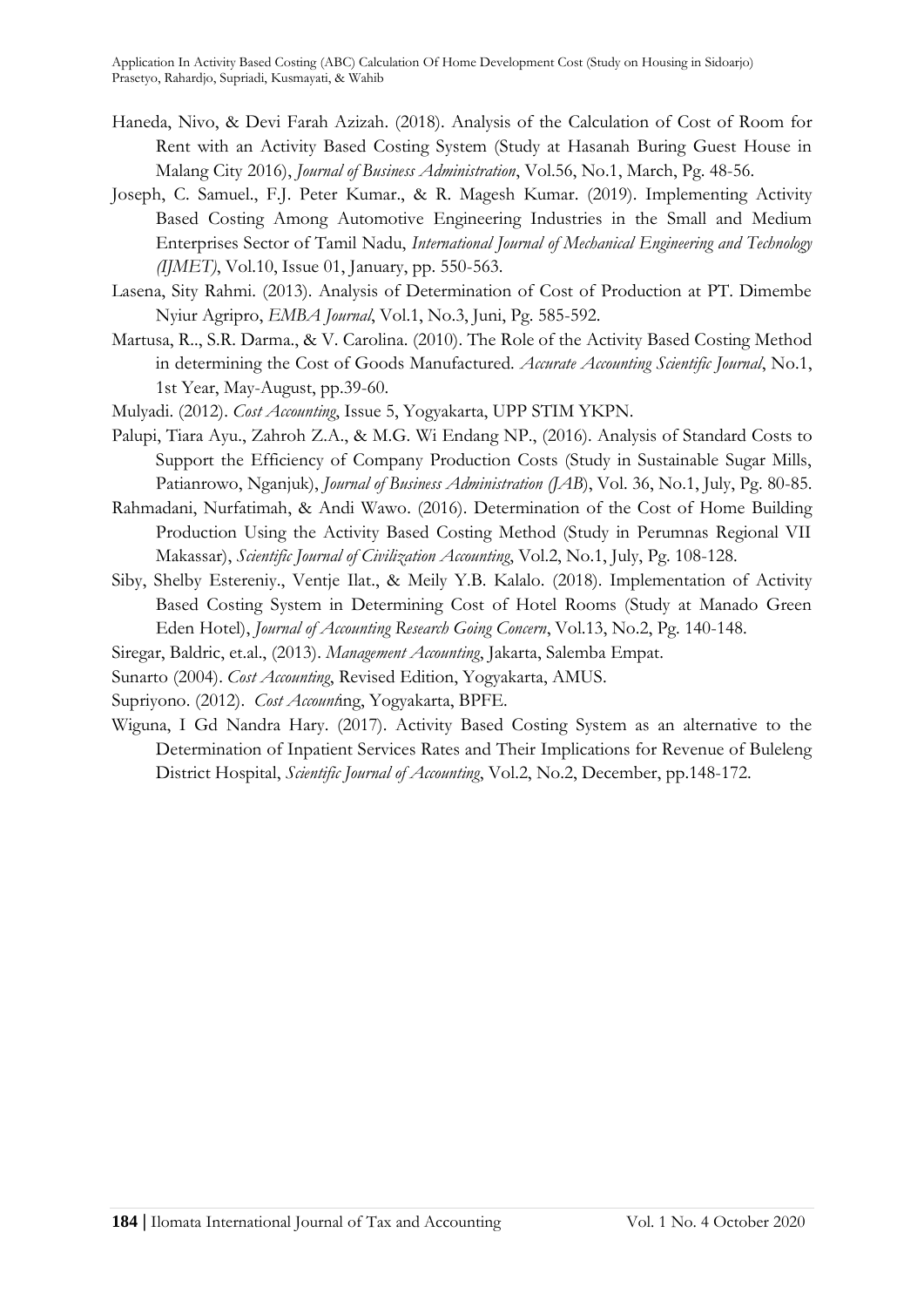Haneda, Nivo, & Devi Farah Azizah. (2018). Analysis of the Calculation of Cost of Room for Rent with an Activity Based Costing System (Study at Hasanah Buring Guest House in Malang City 2016), *Journal of Business Administration*, Vol.56, No.1, March, Pg. 48-56.

Joseph, C. Samuel., F.J. Peter Kumar., & R. Magesh Kumar. (2019). Implementing Activity Based Costing Among Automotive Engineering Industries in the Small and Medium Enterprises Sector of Tamil Nadu, *International Journal of Mechanical Engineering and Technology (IJMET)*, Vol.10, Issue 01, January, pp. 550-563.

Lasena, Sity Rahmi. (2013). Analysis of Determination of Cost of Production at PT. Dimembe Nyiur Agripro, *EMBA Journal*, Vol.1, No.3, Juni, Pg. 585-592.

Martusa, R.., S.R. Darma., & V. Carolina. (2010). The Role of the Activity Based Costing Method in determining the Cost of Goods Manufactured. *Accurate Accounting Scientific Journal*, No.1, 1st Year, May-August, pp.39-60.

Mulyadi. (2012). *Cost Accounting*, Issue 5, Yogyakarta, UPP STIM YKPN.

Palupi, Tiara Ayu., Zahroh Z.A., & M.G. Wi Endang NP., (2016). Analysis of Standard Costs to Support the Efficiency of Company Production Costs (Study in Sustainable Sugar Mills, Patianrowo, Nganjuk), *Journal of Business Administration (JAB)*, Vol. 36, No.1, July, Pg. 80-85.

Rahmadani, Nurfatimah, & Andi Wawo. (2016). Determination of the Cost of Home Building Production Using the Activity Based Costing Method (Study in Perumnas Regional VII Makassar), *Scientific Journal of Civilization Accounting*, Vol.2, No.1, July, Pg. 108-128.

Siby, Shelby Estereniy., Ventje Ilat., & Meily Y.B. Kalalo. (2018). Implementation of Activity Based Costing System in Determining Cost of Hotel Rooms (Study at Manado Green Eden Hotel), *Journal of Accounting Research Going Concern*, Vol.13, No.2, Pg. 140-148.

Siregar, Baldric, et.al., (2013). *Management Accounting*, Jakarta, Salemba Empat.

Sunarto (2004). *Cost Accounting*, Revised Edition, Yogyakarta, AMUS.

Supriyono. (2012). *Cost Accounting*, Yogyakarta, BPFE.

Wiguna, I Gd Nandra Hary. (2017). Activity Based Costing System as an alternative to the Determination of Inpatient Services Rates and Their Implications for Revenue of Buleleng District Hospital, *Scientific Journal of Accounting*, Vol.2, No.2, December, pp.148-172.